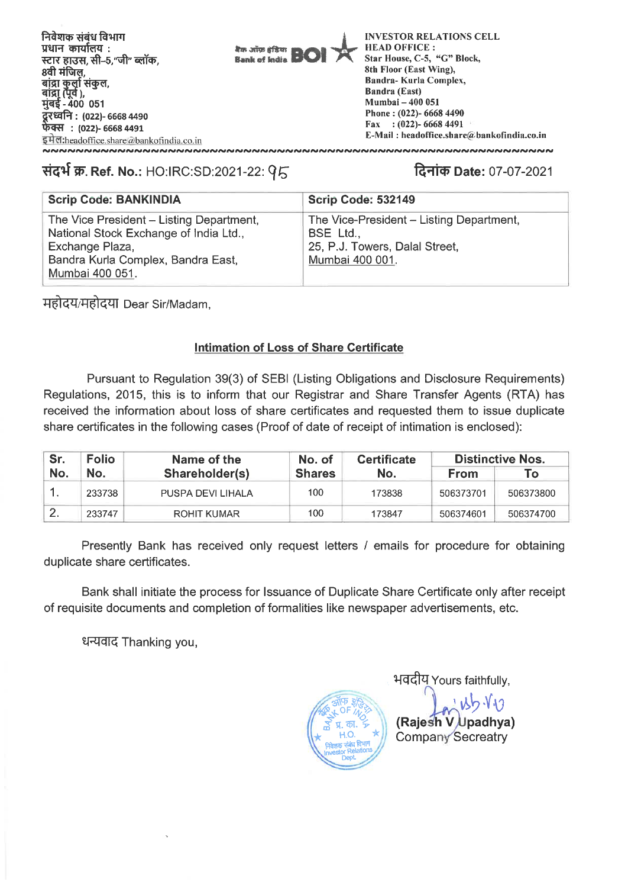निवेशक संबंध विभाग
प्रधान कार्यालय :
स्टार हाउस, सी–5,"जी" ब्लॉक,
8वी मंजिल,
बांद्रा कुर्ला संकुल,
बांद्रा (पूर्व ),
मुंबई - 400 051
दूरध्वनि : (022)- 6668 4490
फैक्स : (022)- 6668 4491
इमेल:headoffice.share@bankofindia.co.in

बैंक ऑफ इंडिया Bank of India BOI

INVESTOR RELATIONS CELL
HEAD OFFICE :
Star House, C-5, "G" Block,
8th Floor (East Wing),
Bandra- Kurla Complex,
Bandra (East)
Mumbai – 400 051
Phone : (022)- 6668 4490
Fax : (022)- 6668 4491
E-Mail : headoffice.share@bankofindia.co.in

**संदर्भ क्र. Ref. No.:** HO:IRC:SD:2021-22: 95

**दिनांक Date:** 07-07-2021

| Scrip Code: BANKINDIA | Scrip Code: 532149 |
|---|---|
| The Vice President – Listing Department, National Stock Exchange of India Ltd., Exchange Plaza, Bandra Kurla Complex, Bandra East, Mumbai 400 051. | The Vice-President – Listing Department, BSE Ltd., 25, P.J. Towers, Dalal Street, Mumbai 400 001. |

महोदय/महोदया Dear Sir/Madam,

## Intimation of Loss of Share Certificate

Pursuant to Regulation 39(3) of SEBI (Listing Obligations and Disclosure Requirements) Regulations, 2015, this is to inform that our Registrar and Share Transfer Agents (RTA) has received the information about loss of share certificates and requested them to issue duplicate share certificates in the following cases (Proof of date of receipt of intimation is enclosed):

| Sr. No. | Folio No. | Name of the Shareholder(s) | No. of Shares | Certificate No. | Distinctive Nos. | |
|---|---|---|---|---|---|---|
| | | | | | From | To |
| 1. | 233738 | PUSPA DEVI LIHALA | 100 | 173838 | 506373701 | 506373800 |
| 2. | 233747 | ROHIT KUMAR | 100 | 173847 | 506374601 | 506374700 |

Presently Bank has received only request letters / emails for procedure for obtaining duplicate share certificates.

Bank shall initiate the process for Issuance of Duplicate Share Certificate only after receipt of requisite documents and completion of formalities like newspaper advertisements, etc.

धन्यवाद Thanking you,

भवदीय Yours faithfully,

**(Rajesh V Upadhya)**
Company Secreatry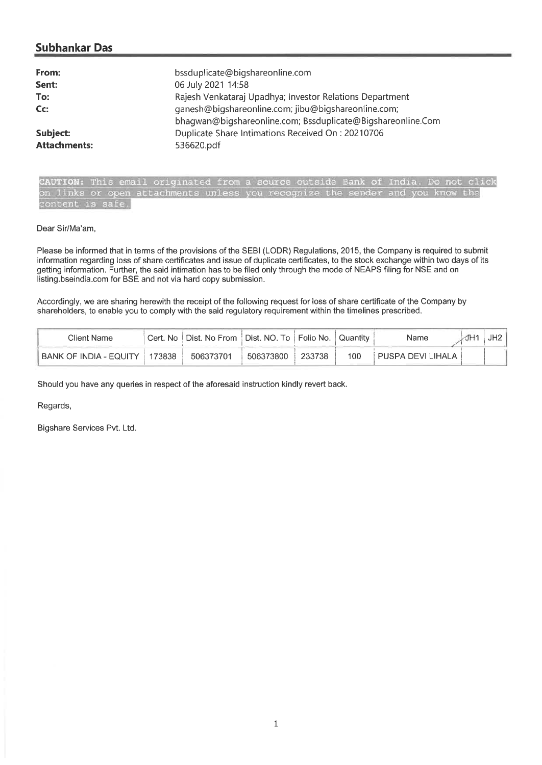## Subhankar Das

**From:** bssduplicate@bigshareonline.com
**Sent:** 06 July 2021 14:58
**To:** Rajesh Venkataraj Upadhya; Investor Relations Department
**Cc:** ganesh@bigshareonline.com; jibu@bigshareonline.com; bhagwan@bigshareonline.com; Bssduplicate@Bigshareonline.Com
**Subject:** Duplicate Share Intimations Received On : 20210706
**Attachments:** 536620.pdf

CAUTION: This email originated from a source outside Bank of India. Do not click on links or open attachments unless you recognize the sender and you know the content is safe.

Dear Sir/Ma'am,

Please be informed that in terms of the provisions of the SEBI (LODR) Regulations, 2015, the Company is required to submit information regarding loss of share certificates and issue of duplicate certificates, to the stock exchange within two days of its getting information. Further, the said intimation has to be filed only through the mode of NEAPS filing for NSE and on listing.bseindia.com for BSE and not via hard copy submission.

Accordingly, we are sharing herewith the receipt of the following request for loss of share certificate of the Company by shareholders, to enable you to comply with the said regulatory requirement within the timelines prescribed.

| Client Name | Cert. No | Dist. No From | Dist. NO. To | Folio No. | Quantity | Name | JH1 | JH2 |
|---|---|---|---|---|---|---|---|---|
| BANK OF INDIA - EQUITY | 173838 | 506373701 | 506373800 | 233738 | 100 | PUSPA DEVI LIHALA | | |

Should you have any queries in respect of the aforesaid instruction kindly revert back.

Regards,

Bigshare Services Pvt. Ltd.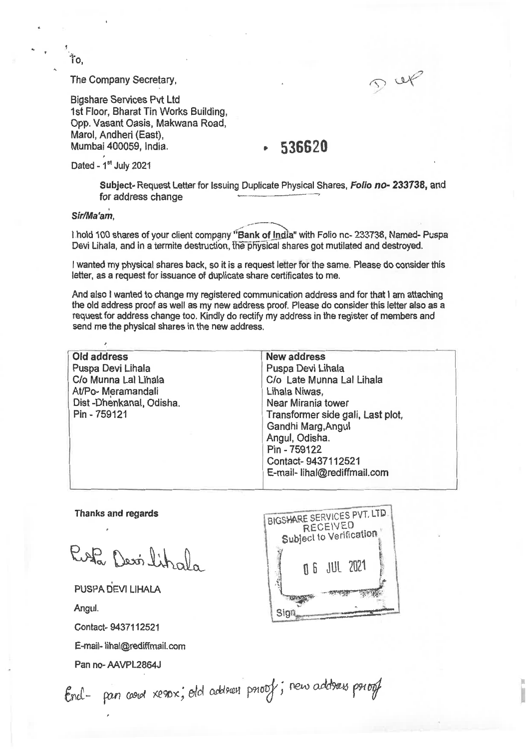To,

The Company Secretary,

Bigshare Services Pvt Ltd
1st Floor, Bharat Tin Works Building,
Opp. Vasant Oasis, Makwana Road,
Marol, Andheri (East),
Mumbai 400059, India.

D up

**536620**

Dated - 1st July 2021

**Subject-** Request Letter for Issuing Duplicate Physical Shares, ***Folio no- 233738***, and for address change

***Sir/Ma'am***,

I hold 100 shares of your client company **"Bank of India"** with Folio no- 233738, Named- Puspa Devi Lihala, and in a termite destruction, the physical shares got mutilated and destroyed.

I wanted my physical shares back, so it is a request letter for the same. Please do consider this letter, as a request for issuance of duplicate share certificates to me.

And also I wanted to change my registered communication address and for that I am attaching the old address proof as well as my new address proof. Please do consider this letter also as a request for address change too. Kindly do rectify my address in the register of members and send me the physical shares in the new address.

| **Old address** | **New address** |
| --- | --- |
| Puspa Devi Lihala<br>C/o Munna Lal Lihala<br>At/Po- Meramandali<br>Dist -Dhenkanal, Odisha.<br>Pin - 759121 | Puspa Devi Lihala<br>C/o Late Munna Lal Lihala<br>Lihala Niwas,<br>Near Mirania tower<br>Transformer side gali, Last plot,<br>Gandhi Marg,Angul<br>Angul, Odisha.<br>Pin - 759122<br>Contact- 9437112521<br>E-mail- lihal@rediffmail.com |

**Thanks and regards**

Puspa Devi Lihala

PUSPA DEVI LIHALA

Angul.

Contact- 9437112521

E-mail- lihal@rediffmail.com

Pan no- AAVPL2864J

BIGSHARE SERVICES PVT. LTD.
RECEIVED
Subject to Verification
06 JUL 2021
Sign

Encl- pan card xerox; old address proof; new address proof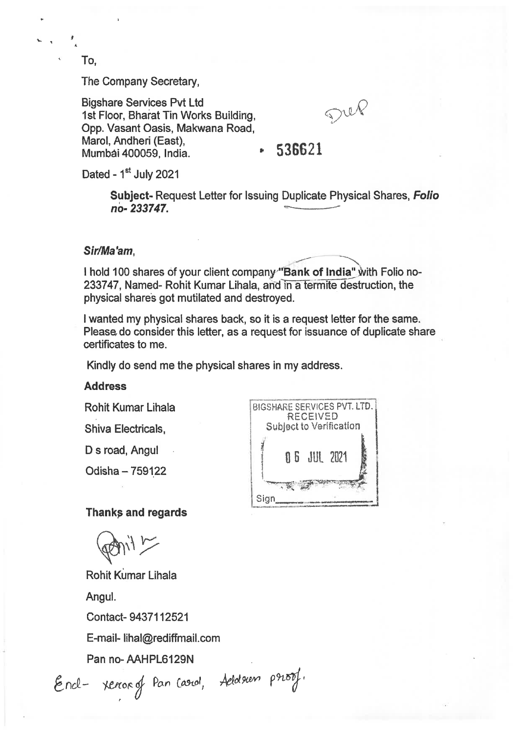To,

The Company Secretary,

Bigshare Services Pvt Ltd
1st Floor, Bharat Tin Works Building,
Opp. Vasant Oasis, Makwana Road,
Marol, Andheri (East),
Mumbai 400059, India.

Dup

536621

Dated - 1st July 2021

**Subject-** Request Letter for Issuing Duplicate Physical Shares, ***Folio no- 233747.***

***Sir/Ma'am,***

I hold 100 shares of your client company **"Bank of India"** with Folio no-233747, Named- Rohit Kumar Lihala, and in a termite destruction, the physical shares got mutilated and destroyed.

I wanted my physical shares back, so it is a request letter for the same. Please do consider this letter, as a request for issuance of duplicate share certificates to me.

Kindly do send me the physical shares in my address.

**Address**

Rohit Kumar Lihala

Shiva Electricals,

D s road, Angul

Odisha – 759122

BIGSHARE SERVICES PVT. LTD.
RECEIVED
Subject to Verification
06 JUL 2021
Sign

**Thanks and regards**

Rohit Kumar Lihala

Angul.

Contact- 9437112521

E-mail- lihal@rediffmail.com

Pan no- AAHPL6129N

Encl- xerox of Pan card, Address proof.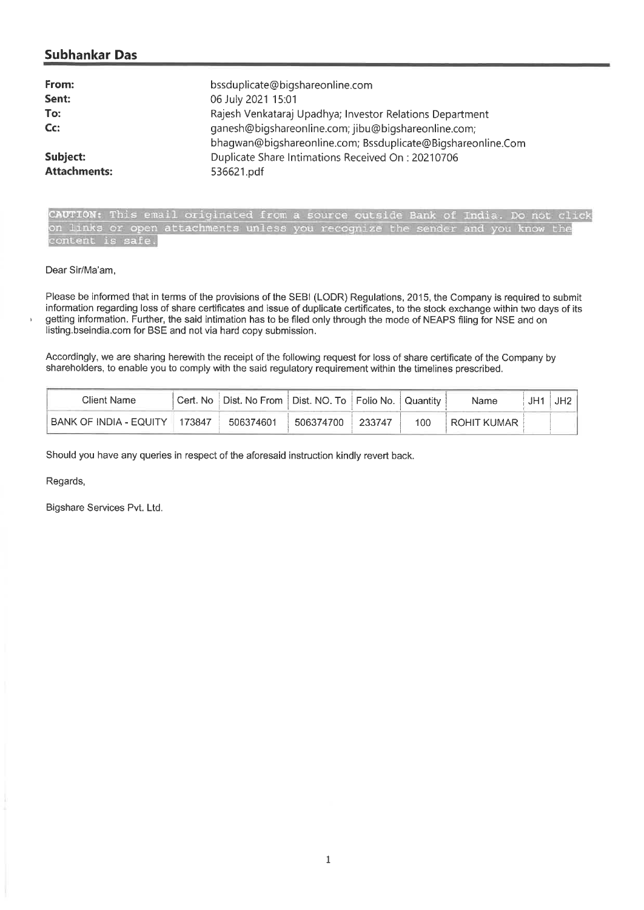## Subhankar Das

**From:** bssduplicate@bigshareonline.com
**Sent:** 06 July 2021 15:01
**To:** Rajesh Venkataraj Upadhya; Investor Relations Department
**Cc:** ganesh@bigshareonline.com; jibu@bigshareonline.com; bhagwan@bigshareonline.com; Bssduplicate@Bigshareonline.Com
**Subject:** Duplicate Share Intimations Received On : 20210706
**Attachments:** 536621.pdf

CAUTION: This email originated from a source outside Bank of India. Do not click on links or open attachments unless you recognize the sender and you know the content is safe.

Dear Sir/Ma'am,

Please be informed that in terms of the provisions of the SEBI (LODR) Regulations, 2015, the Company is required to submit information regarding loss of share certificates and issue of duplicate certificates, to the stock exchange within two days of its getting information. Further, the said intimation has to be filed only through the mode of NEAPS filing for NSE and on listing.bseindia.com for BSE and not via hard copy submission.

Accordingly, we are sharing herewith the receipt of the following request for loss of share certificate of the Company by shareholders, to enable you to comply with the said regulatory requirement within the timelines prescribed.

| Client Name | Cert. No | Dist. No From | Dist. NO. To | Folio No. | Quantity | Name | JH1 | JH2 |
|---|---|---|---|---|---|---|---|---|
| BANK OF INDIA - EQUITY | 173847 | 506374601 | 506374700 | 233747 | 100 | ROHIT KUMAR | | |

Should you have any queries in respect of the aforesaid instruction kindly revert back.

Regards,

Bigshare Services Pvt. Ltd.